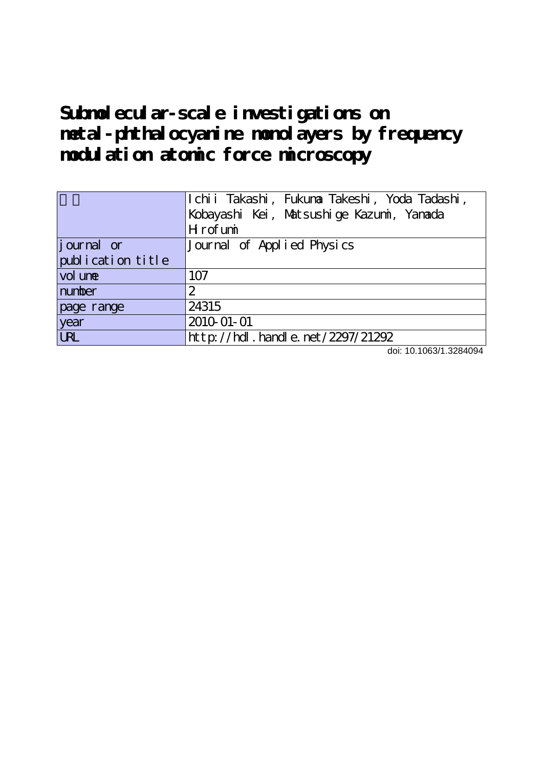# Submolecular-scale investigations on metal-phthalocyanine monolayers by frequency modulation atomic force microscopy

| 著者 | Ichii Takashi, Fukuma Takeshi, Yoda Tadashi, Kobayashi Kei, Matsushige Kazumi, Yamada Hirofumi |
|---|---|
| journal or publication title | Journal of Applied Physics |
| volume | 107 |
| number | 2 |
| page range | 24315 |
| year | 2010-01-01 |
| URL | http://hdl.handle.net/2297/21292 |

doi: 10.1063/1.3284094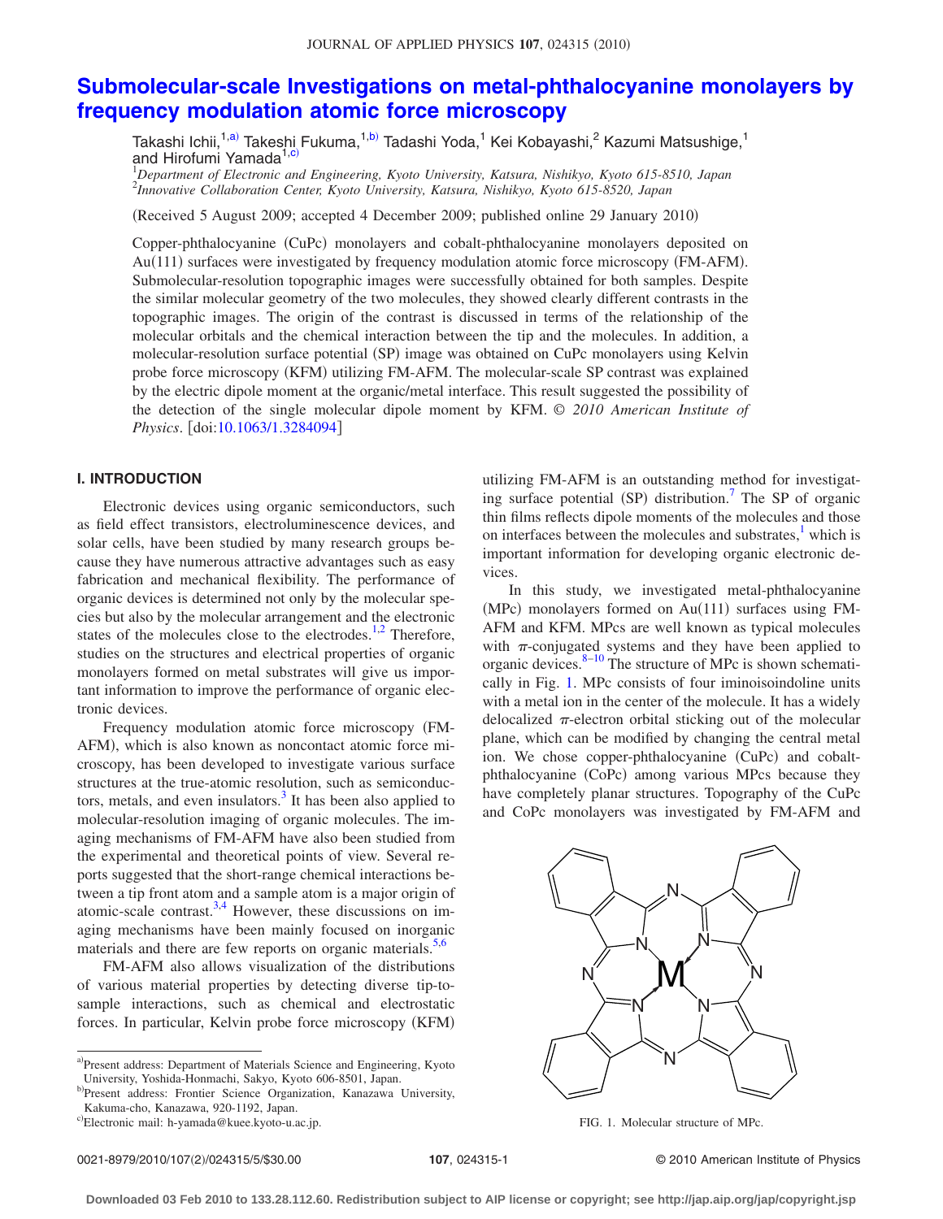# Submolecular-scale Investigations on metal-phthalocyanine monolayers by frequency modulation atomic force microscopy

Takashi Ichii,[1,a)] Takeshi Fukuma,[1,b)] Tadashi Yoda,[1] Kei Kobayashi,[2] Kazumi Matsushige,[1] and Hirofumi Yamada[1,c)]

[1]*Department of Electronic and Engineering, Kyoto University, Katsura, Nishikyo, Kyoto 615-8510, Japan*
[2]*Innovative Collaboration Center, Kyoto University, Katsura, Nishikyo, Kyoto 615-8520, Japan*

(Received 5 August 2009; accepted 4 December 2009; published online 29 January 2010)

Copper-phthalocyanine (CuPc) monolayers and cobalt-phthalocyanine monolayers deposited on Au(111) surfaces were investigated by frequency modulation atomic force microscopy (FM-AFM). Submolecular-resolution topographic images were successfully obtained for both samples. Despite the similar molecular geometry of the two molecules, they showed clearly different contrasts in the topographic images. The origin of the contrast is discussed in terms of the relationship of the molecular orbitals and the chemical interaction between the tip and the molecules. In addition, a molecular-resolution surface potential (SP) image was obtained on CuPc monolayers using Kelvin probe force microscopy (KFM) utilizing FM-AFM. The molecular-scale SP contrast was explained by the electric dipole moment at the organic/metal interface. This result suggested the possibility of the detection of the single molecular dipole moment by KFM. © *2010 American Institute of Physics*. [doi:10.1063/1.3284094]

## I. INTRODUCTION

Electronic devices using organic semiconductors, such as field effect transistors, electroluminescence devices, and solar cells, have been studied by many research groups because they have numerous attractive advantages such as easy fabrication and mechanical flexibility. The performance of organic devices is determined not only by the molecular species but also by the molecular arrangement and the electronic states of the molecules close to the electrodes.[1,2] Therefore, studies on the structures and electrical properties of organic monolayers formed on metal substrates will give us important information to improve the performance of organic electronic devices.

Frequency modulation atomic force microscopy (FM-AFM), which is also known as noncontact atomic force microscopy, has been developed to investigate various surface structures at the true-atomic resolution, such as semiconductors, metals, and even insulators.[3] It has been also applied to molecular-resolution imaging of organic molecules. The imaging mechanisms of FM-AFM have also been studied from the experimental and theoretical points of view. Several reports suggested that the short-range chemical interactions between a tip front atom and a sample atom is a major origin of atomic-scale contrast.[3,4] However, these discussions on imaging mechanisms have been mainly focused on inorganic materials and there are few reports on organic materials.[5,6]

FM-AFM also allows visualization of the distributions of various material properties by detecting diverse tip-to-sample interactions, such as chemical and electrostatic forces. In particular, Kelvin probe force microscopy (KFM) utilizing FM-AFM is an outstanding method for investigating surface potential (SP) distribution.[7] The SP of organic thin films reflects dipole moments of the molecules and those on interfaces between the molecules and substrates,[1] which is important information for developing organic electronic devices.

In this study, we investigated metal-phthalocyanine (MPc) monolayers formed on Au(111) surfaces using FM-AFM and KFM. MPcs are well known as typical molecules with $\pi$-conjugated systems and they have been applied to organic devices.[8–10] The structure of MPc is shown schematically in Fig. 1. MPc consists of four iminoisoindoline units with a metal ion in the center of the molecule. It has a widely delocalized $\pi$-electron orbital sticking out of the molecular plane, which can be modified by changing the central metal ion. We chose copper-phthalocyanine (CuPc) and cobalt-phthalocyanine (CoPc) among various MPcs because they have completely planar structures. Topography of the CuPc and CoPc monolayers was investigated by FM-AFM and

FIG. 1. Molecular structure of MPc.

[a)]Present address: Department of Materials Science and Engineering, Kyoto University, Yoshida-Honmachi, Sakyo, Kyoto 606-8501, Japan.
[b)]Present address: Frontier Science Organization, Kanazawa University, Kakuma-cho, Kanazawa, 920-1192, Japan.
[c)]Electronic mail: h-yamada@kuee.kyoto-u.ac.jp.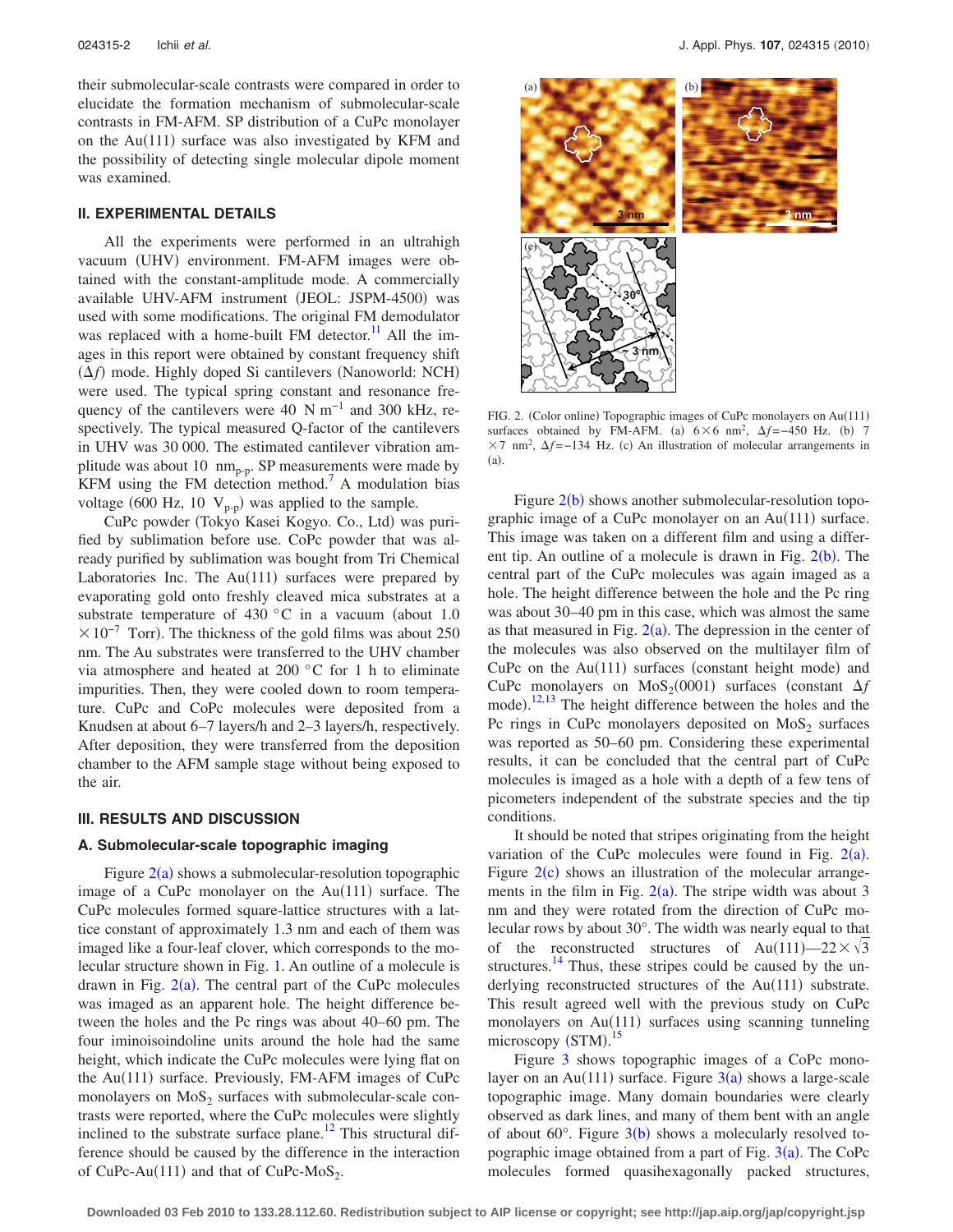their submolecular-scale contrasts were compared in order to elucidate the formation mechanism of submolecular-scale contrasts in FM-AFM. SP distribution of a CuPc monolayer on the Au(111) surface was also investigated by KFM and the possibility of detecting single molecular dipole moment was examined.

## II. EXPERIMENTAL DETAILS

All the experiments were performed in an ultrahigh vacuum (UHV) environment. FM-AFM images were obtained with the constant-amplitude mode. A commercially available UHV-AFM instrument (JEOL: JSPM-4500) was used with some modifications. The original FM demodulator was replaced with a home-built FM detector.[11] All the images in this report were obtained by constant frequency shift ($\Delta f$) mode. Highly doped Si cantilevers (Nanoworld: NCH) were used. The typical spring constant and resonance frequency of the cantilevers were 40 N $m^{-1}$ and 300 kHz, respectively. The typical measured Q-factor of the cantilevers in UHV was 30 000. The estimated cantilever vibration amplitude was about 10 $nm_{p\text{-}p}$. SP measurements were made by KFM using the FM detection method.[7] A modulation bias voltage (600 Hz, 10 $V_{p\text{-}p}$) was applied to the sample.

CuPc powder (Tokyo Kasei Kogyo. Co., Ltd) was purified by sublimation before use. CoPc powder that was already purified by sublimation was bought from Tri Chemical Laboratories Inc. The Au(111) surfaces were prepared by evaporating gold onto freshly cleaved mica substrates at a substrate temperature of 430 °C in a vacuum (about 1.0 $\times 10^{-7}$ Torr). The thickness of the gold films was about 250 nm. The Au substrates were transferred to the UHV chamber via atmosphere and heated at 200 °C for 1 h to eliminate impurities. Then, they were cooled down to room temperature. CuPc and CoPc molecules were deposited from a Knudsen at about 6–7 layers/h and 2–3 layers/h, respectively. After deposition, they were transferred from the deposition chamber to the AFM sample stage without being exposed to the air.

## III. RESULTS AND DISCUSSION

### A. Submolecular-scale topographic imaging

Figure 2(a) shows a submolecular-resolution topographic image of a CuPc monolayer on the Au(111) surface. The CuPc molecules formed square-lattice structures with a lattice constant of approximately 1.3 nm and each of them was imaged like a four-leaf clover, which corresponds to the molecular structure shown in Fig. 1. An outline of a molecule is drawn in Fig. 2(a). The central part of the CuPc molecules was imaged as an apparent hole. The height difference between the holes and the Pc rings was about 40–60 pm. The four iminoisoindoline units around the hole had the same height, which indicate the CuPc molecules were lying flat on the Au(111) surface. Previously, FM-AFM images of CuPc monolayers on $MoS_2$ surfaces with submolecular-scale contrasts were reported, where the CuPc molecules were slightly inclined to the substrate surface plane.[12] This structural difference should be caused by the difference in the interaction of CuPc-Au(111) and that of CuPc-$MoS_2$.

FIG. 2. (Color online) Topographic images of CuPc monolayers on Au(111) surfaces obtained by FM-AFM. (a) $6\times 6$ $nm^2$, $\Delta f$=−450 Hz. (b) 7 $\times 7$ $nm^2$, $\Delta f$=−134 Hz. (c) An illustration of molecular arrangements in (a).

Figure 2(b) shows another submolecular-resolution topographic image of a CuPc monolayer on an Au(111) surface. This image was taken on a different film and using a different tip. An outline of a molecule is drawn in Fig. 2(b). The central part of the CuPc molecules was again imaged as a hole. The height difference between the hole and the Pc ring was about 30–40 pm in this case, which was almost the same as that measured in Fig. 2(a). The depression in the center of the molecules was also observed on the multilayer film of CuPc on the Au(111) surfaces (constant height mode) and CuPc monolayers on $MoS_2$(0001) surfaces (constant $\Delta f$ mode).[12,13] The height difference between the holes and the Pc rings in CuPc monolayers deposited on $MoS_2$ surfaces was reported as 50–60 pm. Considering these experimental results, it can be concluded that the central part of CuPc molecules is imaged as a hole with a depth of a few tens of picometers independent of the substrate species and the tip conditions.

It should be noted that stripes originating from the height variation of the CuPc molecules were found in Fig. 2(a). Figure 2(c) shows an illustration of the molecular arrangements in the film in Fig. 2(a). The stripe width was about 3 nm and they were rotated from the direction of CuPc molecular rows by about 30°. The width was nearly equal to that of the reconstructed structures of Au(111)—$22\times\sqrt{3}$ structures.[14] Thus, these stripes could be caused by the underlying reconstructed structures of the Au(111) substrate. This result agreed well with the previous study on CuPc monolayers on Au(111) surfaces using scanning tunneling microscopy (STM).[15]

Figure 3 shows topographic images of a CoPc monolayer on an Au(111) surface. Figure 3(a) shows a large-scale topographic image. Many domain boundaries were clearly observed as dark lines, and many of them bent with an angle of about 60°. Figure 3(b) shows a molecularly resolved topographic image obtained from a part of Fig. 3(a). The CoPc molecules formed quasihexagonally packed structures,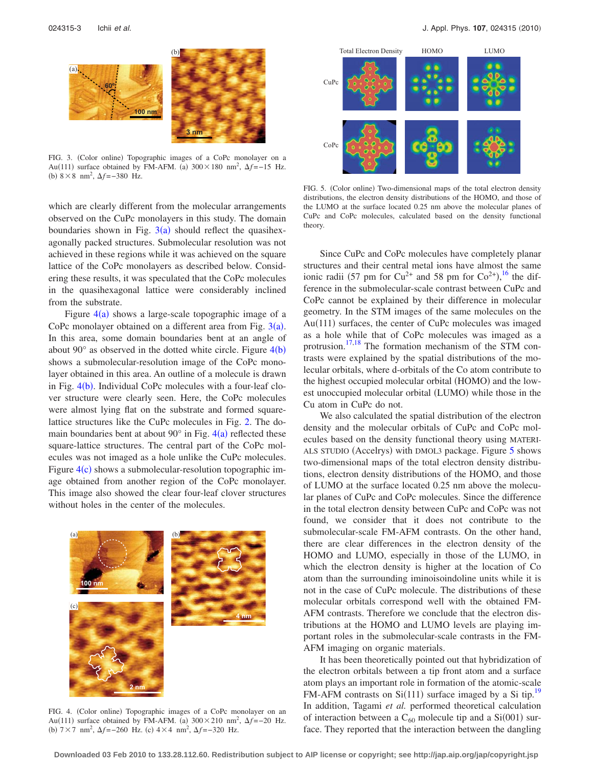FIG. 3. (Color online) Topographic images of a CoPc monolayer on a Au(111) surface obtained by FM-AFM. (a) 300×180 nm$^2$, $\Delta f = -15$ Hz. (b) 8×8 nm$^2$, $\Delta f = -380$ Hz.

which are clearly different from the molecular arrangements observed on the CuPc monolayers in this study. The domain boundaries shown in Fig. 3(a) should reflect the quasihexagonally packed structures. Submolecular resolution was not achieved in these regions while it was achieved on the square lattice of the CoPc monolayers as described below. Considering these results, it was speculated that the CoPc molecules in the quasihexagonal lattice were considerably inclined from the substrate.

Figure 4(a) shows a large-scale topographic image of a CoPc monolayer obtained on a different area from Fig. 3(a). In this area, some domain boundaries bent at an angle of about 90° as observed in the dotted white circle. Figure 4(b) shows a submolecular-resolution image of the CoPc monolayer obtained in this area. An outline of a molecule is drawn in Fig. 4(b). Individual CoPc molecules with a four-leaf clover structure were clearly seen. Here, the CoPc molecules were almost lying flat on the substrate and formed square-lattice structures like the CuPc molecules in Fig. 2. The domain boundaries bent at about 90° in Fig. 4(a) reflected these square-lattice structures. The central part of the CoPc molecules was not imaged as a hole unlike the CuPc molecules. Figure 4(c) shows a submolecular-resolution topographic image obtained from another region of the CoPc monolayer. This image also showed the clear four-leaf clover structures without holes in the center of the molecules.

FIG. 4. (Color online) Topographic images of a CoPc monolayer on an Au(111) surface obtained by FM-AFM. (a) 300×210 nm$^2$, $\Delta f = -20$ Hz. (b) 7×7 nm$^2$, $\Delta f = -260$ Hz. (c) 4×4 nm$^2$, $\Delta f = -320$ Hz.

FIG. 5. (Color online) Two-dimensional maps of the total electron density distributions, the electron density distributions of the HOMO, and those of the LUMO at the surface located 0.25 nm above the molecular planes of CuPc and CoPc molecules, calculated based on the density functional theory.

Since CuPc and CoPc molecules have completely planar structures and their central metal ions have almost the same ionic radii (57 pm for $Cu^{2+}$ and 58 pm for $Co^{2+}$),[16] the difference in the submolecular-scale contrast between CuPc and CoPc cannot be explained by their difference in molecular geometry. In the STM images of the same molecules on the Au(111) surfaces, the center of CuPc molecules was imaged as a hole while that of CoPc molecules was imaged as a protrusion.[17,18] The formation mechanism of the STM contrasts were explained by the spatial distributions of the molecular orbitals, where d-orbitals of the Co atom contribute to the highest occupied molecular orbital (HOMO) and the lowest unoccupied molecular orbital (LUMO) while those in the Cu atom in CuPc do not.

We also calculated the spatial distribution of the electron density and the molecular orbitals of CuPc and CoPc molecules based on the density functional theory using MATERIALS STUDIO (Accelrys) with DMOL3 package. Figure 5 shows two-dimensional maps of the total electron density distributions, electron density distributions of the HOMO, and those of LUMO at the surface located 0.25 nm above the molecular planes of CuPc and CoPc molecules. Since the difference in the total electron density between CuPc and CoPc was not found, we consider that it does not contribute to the submolecular-scale FM-AFM contrasts. On the other hand, there are clear differences in the electron density of the HOMO and LUMO, especially in those of the LUMO, in which the electron density is higher at the location of Co atom than the surrounding iminoisoindoline units while it is not in the case of CuPc molecule. The distributions of these molecular orbitals correspond well with the obtained FM-AFM contrasts. Therefore we conclude that the electron distributions at the HOMO and LUMO levels are playing important roles in the submolecular-scale contrasts in the FM-AFM imaging on organic materials.

It has been theoretically pointed out that hybridization of the electron orbitals between a tip front atom and a surface atom plays an important role in formation of the atomic-scale FM-AFM contrasts on Si(111) surface imaged by a Si tip.[19] In addition, Tagami *et al.* performed theoretical calculation of interaction between a $C_{60}$ molecule tip and a Si(001) surface. They reported that the interaction between the dangling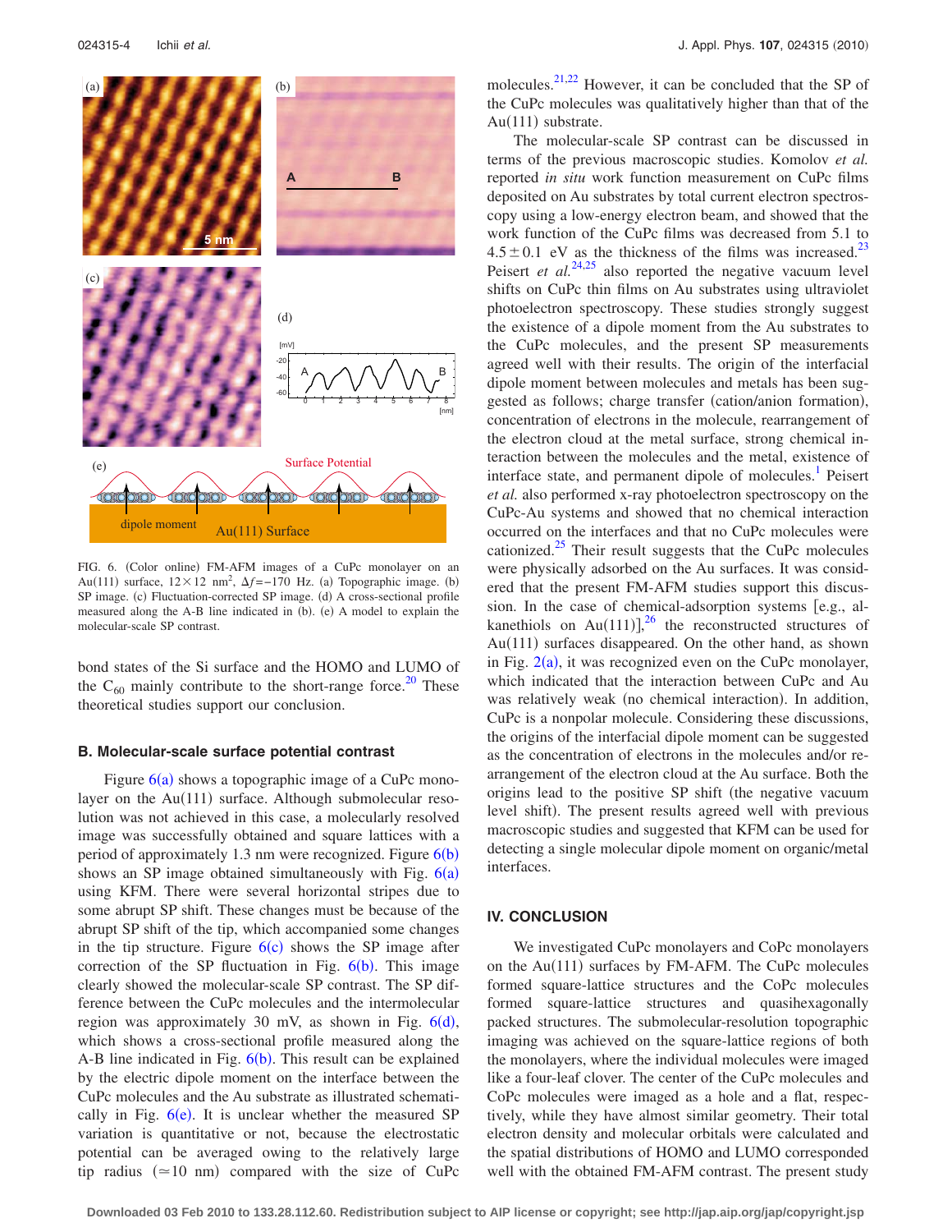FIG. 6. (Color online) FM-AFM images of a CuPc monolayer on an Au(111) surface, $12\times12$ nm$^2$, $\Delta f=-170$ Hz. (a) Topographic image. (b) SP image. (c) Fluctuation-corrected SP image. (d) A cross-sectional profile measured along the A-B line indicated in (b). (e) A model to explain the molecular-scale SP contrast.

bond states of the Si surface and the HOMO and LUMO of the $C_{60}$ mainly contribute to the short-range force.[20] These theoretical studies support our conclusion.

### B. Molecular-scale surface potential contrast

Figure 6(a) shows a topographic image of a CuPc monolayer on the Au(111) surface. Although submolecular resolution was not achieved in this case, a molecularly resolved image was successfully obtained and square lattices with a period of approximately 1.3 nm were recognized. Figure 6(b) shows an SP image obtained simultaneously with Fig. 6(a) using KFM. There were several horizontal stripes due to some abrupt SP shift. These changes must be because of the abrupt SP shift of the tip, which accompanied some changes in the tip structure. Figure 6(c) shows the SP image after correction of the SP fluctuation in Fig. 6(b). This image clearly showed the molecular-scale SP contrast. The SP difference between the CuPc molecules and the intermolecular region was approximately 30 mV, as shown in Fig. 6(d), which shows a cross-sectional profile measured along the A-B line indicated in Fig. 6(b). This result can be explained by the electric dipole moment on the interface between the CuPc molecules and the Au substrate as illustrated schematically in Fig. 6(e). It is unclear whether the measured SP variation is quantitative or not, because the electrostatic potential can be averaged owing to the relatively large tip radius ($\simeq 10$ nm) compared with the size of CuPc molecules.[21,22] However, it can be concluded that the SP of the CuPc molecules was qualitatively higher than that of the Au(111) substrate.

The molecular-scale SP contrast can be discussed in terms of the previous macroscopic studies. Komolov *et al.* reported *in situ* work function measurement on CuPc films deposited on Au substrates by total current electron spectroscopy using a low-energy electron beam, and showed that the work function of the CuPc films was decreased from 5.1 to $4.5\pm0.1$ eV as the thickness of the films was increased.[23] Peisert *et al.*[24,25] also reported the negative vacuum level shifts on CuPc thin films on Au substrates using ultraviolet photoelectron spectroscopy. These studies strongly suggest the existence of a dipole moment from the Au substrates to the CuPc molecules, and the present SP measurements agreed well with their results. The origin of the interfacial dipole moment between molecules and metals has been suggested as follows; charge transfer (cation/anion formation), concentration of electrons in the molecule, rearrangement of the electron cloud at the metal surface, strong chemical interaction between the molecules and the metal, existence of interface state, and permanent dipole of molecules.[1] Peisert *et al.* also performed x-ray photoelectron spectroscopy on the CuPc-Au systems and showed that no chemical interaction occurred on the interfaces and that no CuPc molecules were cationized.[25] Their result suggests that the CuPc molecules were physically adsorbed on the Au surfaces. It was considered that the present FM-AFM studies support this discussion. In the case of chemical-adsorption systems [e.g., alkanethiols on Au(111)],[26] the reconstructed structures of Au(111) surfaces disappeared. On the other hand, as shown in Fig. 2(a), it was recognized even on the CuPc monolayer, which indicated that the interaction between CuPc and Au was relatively weak (no chemical interaction). In addition, CuPc is a nonpolar molecule. Considering these discussions, the origins of the interfacial dipole moment can be suggested as the concentration of electrons in the molecules and/or rearrangement of the electron cloud at the Au surface. Both the origins lead to the positive SP shift (the negative vacuum level shift). The present results agreed well with previous macroscopic studies and suggested that KFM can be used for detecting a single molecular dipole moment on organic/metal interfaces.

## IV. CONCLUSION

We investigated CuPc monolayers and CoPc monolayers on the Au(111) surfaces by FM-AFM. The CuPc molecules formed square-lattice structures and the CoPc molecules formed square-lattice structures and quasihexagonally packed structures. The submolecular-resolution topographic imaging was achieved on the square-lattice regions of both the monolayers, where the individual molecules were imaged like a four-leaf clover. The center of the CuPc molecules and CoPc molecules were imaged as a hole and a flat, respectively, while they have almost similar geometry. Their total electron density and molecular orbitals were calculated and the spatial distributions of HOMO and LUMO corresponded well with the obtained FM-AFM contrast. The present study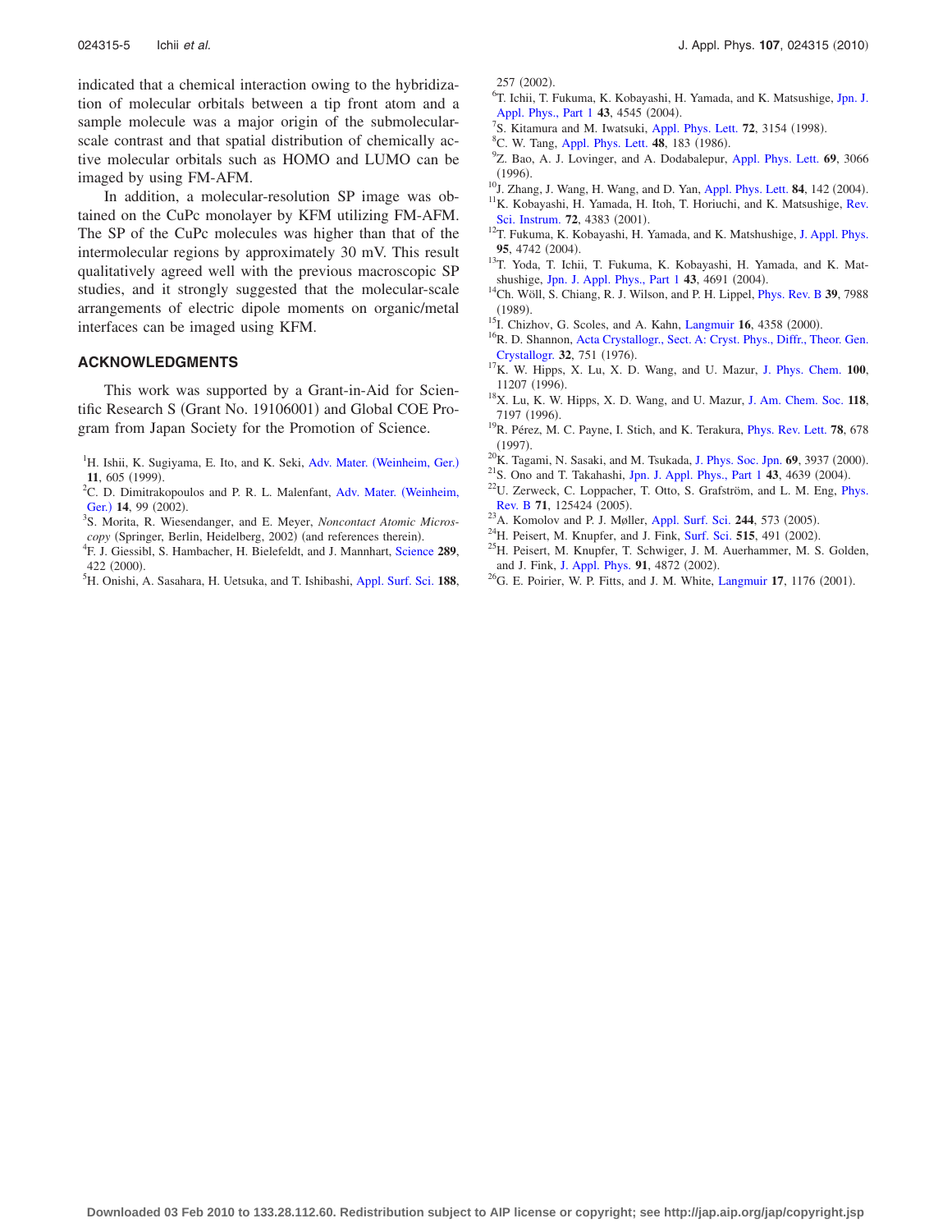indicated that a chemical interaction owing to the hybridization of molecular orbitals between a tip front atom and a sample molecule was a major origin of the submolecular-scale contrast and that spatial distribution of chemically active molecular orbitals such as HOMO and LUMO can be imaged by using FM-AFM.

In addition, a molecular-resolution SP image was obtained on the CuPc monolayer by KFM utilizing FM-AFM. The SP of the CuPc molecules was higher than that of the intermolecular regions by approximately 30 mV. This result qualitatively agreed well with the previous macroscopic SP studies, and it strongly suggested that the molecular-scale arrangements of electric dipole moments on organic/metal interfaces can be imaged using KFM.

## ACKNOWLEDGMENTS

This work was supported by a Grant-in-Aid for Scientific Research S (Grant No. 19106001) and Global COE Program from Japan Society for the Promotion of Science.

[1] H. Ishii, K. Sugiyama, E. Ito, and K. Seki, Adv. Mater. (Weinheim, Ger.) **11**, 605 (1999).
[2] C. D. Dimitrakopoulos and P. R. L. Malenfant, Adv. Mater. (Weinheim, Ger.) **14**, 99 (2002).
[3] S. Morita, R. Wiesendanger, and E. Meyer, *Noncontact Atomic Microscopy* (Springer, Berlin, Heidelberg, 2002) (and references therein).
[4] F. J. Giessibl, S. Hambacher, H. Bielefeldt, and J. Mannhart, Science **289**, 422 (2000).
[5] H. Onishi, A. Sasahara, H. Uetsuka, and T. Ishibashi, Appl. Surf. Sci. **188**, 257 (2002).
[6] T. Ichii, T. Fukuma, K. Kobayashi, H. Yamada, and K. Matsushige, Jpn. J. Appl. Phys., Part 1 **43**, 4545 (2004).
[7] S. Kitamura and M. Iwatsuki, Appl. Phys. Lett. **72**, 3154 (1998).
[8] C. W. Tang, Appl. Phys. Lett. **48**, 183 (1986).
[9] Z. Bao, A. J. Lovinger, and A. Dodabalepur, Appl. Phys. Lett. **69**, 3066 (1996).
[10] J. Zhang, J. Wang, H. Wang, and D. Yan, Appl. Phys. Lett. **84**, 142 (2004).
[11] K. Kobayashi, H. Yamada, H. Itoh, T. Horiuchi, and K. Matsushige, Rev. Sci. Instrum. **72**, 4383 (2001).
[12] T. Fukuma, K. Kobayashi, H. Yamada, and K. Matshushige, J. Appl. Phys. **95**, 4742 (2004).
[13] T. Yoda, T. Ichii, T. Fukuma, K. Kobayashi, H. Yamada, and K. Matshushige, Jpn. J. Appl. Phys., Part 1 **43**, 4691 (2004).
[14] Ch. Wöll, S. Chiang, R. J. Wilson, and P. H. Lippel, Phys. Rev. B **39**, 7988 (1989).
[15] I. Chizhov, G. Scoles, and A. Kahn, Langmuir **16**, 4358 (2000).
[16] R. D. Shannon, Acta Crystallogr., Sect. A: Cryst. Phys., Diffr., Theor. Gen. Crystallogr. **32**, 751 (1976).
[17] K. W. Hipps, X. Lu, X. D. Wang, and U. Mazur, J. Phys. Chem. **100**, 11207 (1996).
[18] X. Lu, K. W. Hipps, X. D. Wang, and U. Mazur, J. Am. Chem. Soc. **118**, 7197 (1996).
[19] R. Pérez, M. C. Payne, I. Stich, and K. Terakura, Phys. Rev. Lett. **78**, 678 (1997).
[20] K. Tagami, N. Sasaki, and M. Tsukada, J. Phys. Soc. Jpn. **69**, 3937 (2000).
[21] S. Ono and T. Takahashi, Jpn. J. Appl. Phys., Part 1 **43**, 4639 (2004).
[22] U. Zerweck, C. Loppacher, T. Otto, S. Grafström, and L. M. Eng, Phys. Rev. B **71**, 125424 (2005).
[23] A. Komolov and P. J. Møller, Appl. Surf. Sci. **244**, 573 (2005).
[24] H. Peisert, M. Knupfer, and J. Fink, Surf. Sci. **515**, 491 (2002).
[25] H. Peisert, M. Knupfer, T. Schwiger, J. M. Auerhammer, M. S. Golden, and J. Fink, J. Appl. Phys. **91**, 4872 (2002).
[26] G. E. Poirier, W. P. Fitts, and J. M. White, Langmuir **17**, 1176 (2001).